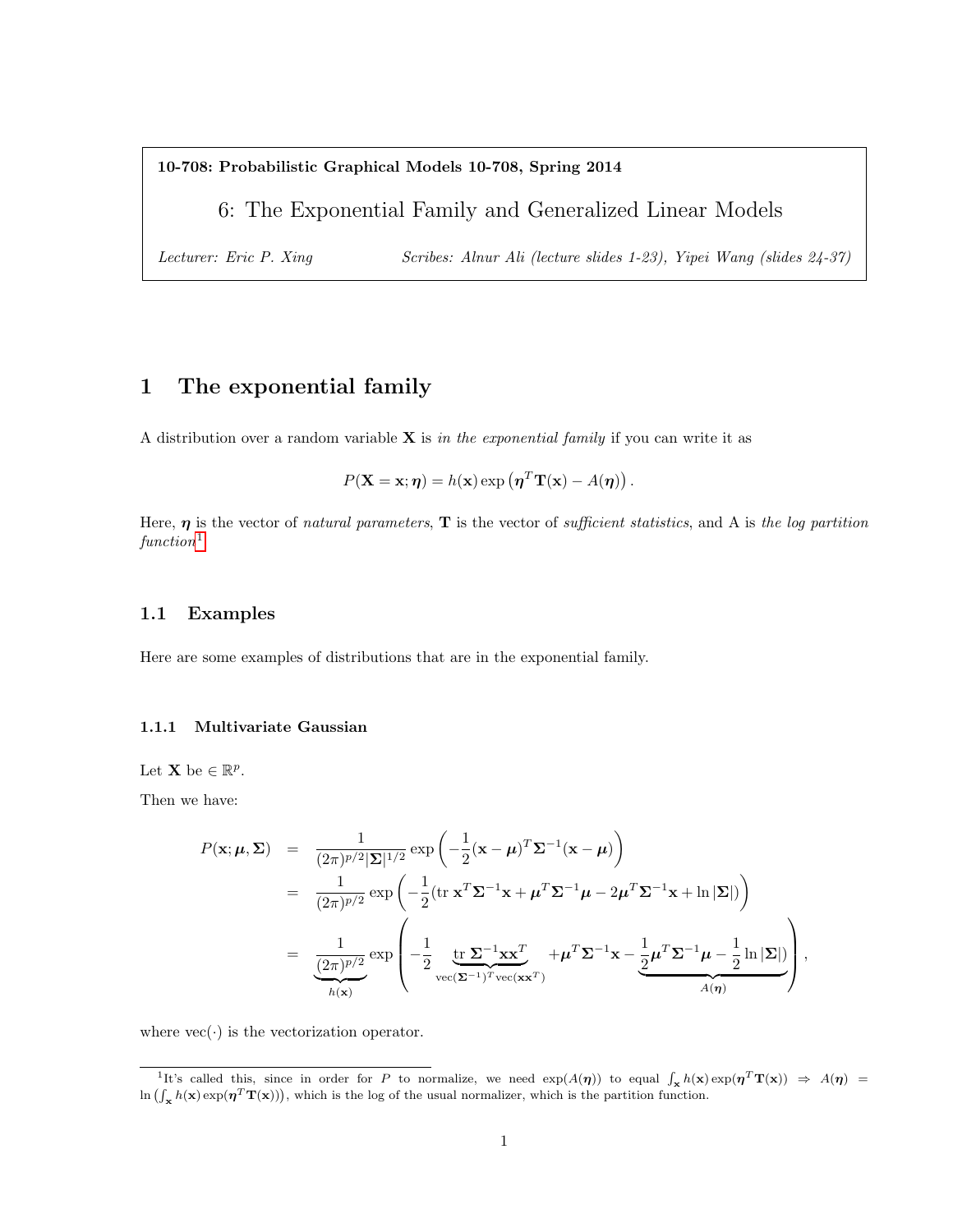**10-708: Probabilistic Graphical Models 10-708, Spring 2014**

# 6: The Exponential Family and Generalized Linear Models

*Lecturer: Eric P. Xing* *Scribes: Alnur Ali (lecture slides 1-23), Yipei Wang (slides 24-37)*

## 1 The exponential family

A distribution over a random variable $\mathbf{X}$ is *in the exponential family* if you can write it as

$$P(\mathbf{X} = \mathbf{x}; \boldsymbol{\eta}) = h(\mathbf{x}) \exp\left(\boldsymbol{\eta}^T \mathbf{T}(\mathbf{x}) - A(\boldsymbol{\eta})\right).$$

Here, $\boldsymbol{\eta}$ is the vector of *natural parameters*, $\mathbf{T}$ is the vector of *sufficient statistics*, and A is *the log partition function*[1]

### 1.1 Examples

Here are some examples of distributions that are in the exponential family.

#### 1.1.1 Multivariate Gaussian

Let $\mathbf{X}$ be $\in \mathbb{R}^p$.

Then we have:

$$\begin{aligned}
P(\mathbf{x}; \boldsymbol{\mu}, \boldsymbol{\Sigma}) &= \frac{1}{(2\pi)^{p/2}|\boldsymbol{\Sigma}|^{1/2}} \exp\left(-\frac{1}{2}(\mathbf{x} - \boldsymbol{\mu})^T \boldsymbol{\Sigma}^{-1} (\mathbf{x} - \boldsymbol{\mu})\right) \\
&= \frac{1}{(2\pi)^{p/2}} \exp\left(-\frac{1}{2}(\text{tr } \mathbf{x}^T \boldsymbol{\Sigma}^{-1} \mathbf{x} + \boldsymbol{\mu}^T \boldsymbol{\Sigma}^{-1} \boldsymbol{\mu} - 2\boldsymbol{\mu}^T \boldsymbol{\Sigma}^{-1} \mathbf{x} + \ln |\boldsymbol{\Sigma}|)\right) \\
&= \underbrace{\frac{1}{(2\pi)^{p/2}}}_{h(\mathbf{x})} \exp\left(-\frac{1}{2} \underbrace{\text{tr } \boldsymbol{\Sigma}^{-1} \mathbf{x}\mathbf{x}^T}_{\text{vec}(\boldsymbol{\Sigma}^{-1})^T \text{vec}(\mathbf{x}\mathbf{x}^T)} + \boldsymbol{\mu}^T \boldsymbol{\Sigma}^{-1} \mathbf{x} - \underbrace{\frac{1}{2} \boldsymbol{\mu}^T \boldsymbol{\Sigma}^{-1} \boldsymbol{\mu} - \frac{1}{2} \ln |\boldsymbol{\Sigma}|)}_{A(\boldsymbol{\eta})}\right),
\end{aligned}$$

where vec$(\cdot)$ is the vectorization operator.

[1] It's called this, since in order for $P$ to normalize, we need $\exp(A(\boldsymbol{\eta}))$ to equal $\int_{\mathbf{x}} h(\mathbf{x}) \exp(\boldsymbol{\eta}^T \mathbf{T}(\mathbf{x})) \Rightarrow A(\boldsymbol{\eta}) = \ln\left(\int_{\mathbf{x}} h(\mathbf{x}) \exp(\boldsymbol{\eta}^T \mathbf{T}(\mathbf{x}))\right)$, which is the log of the usual normalizer, which is the partition function.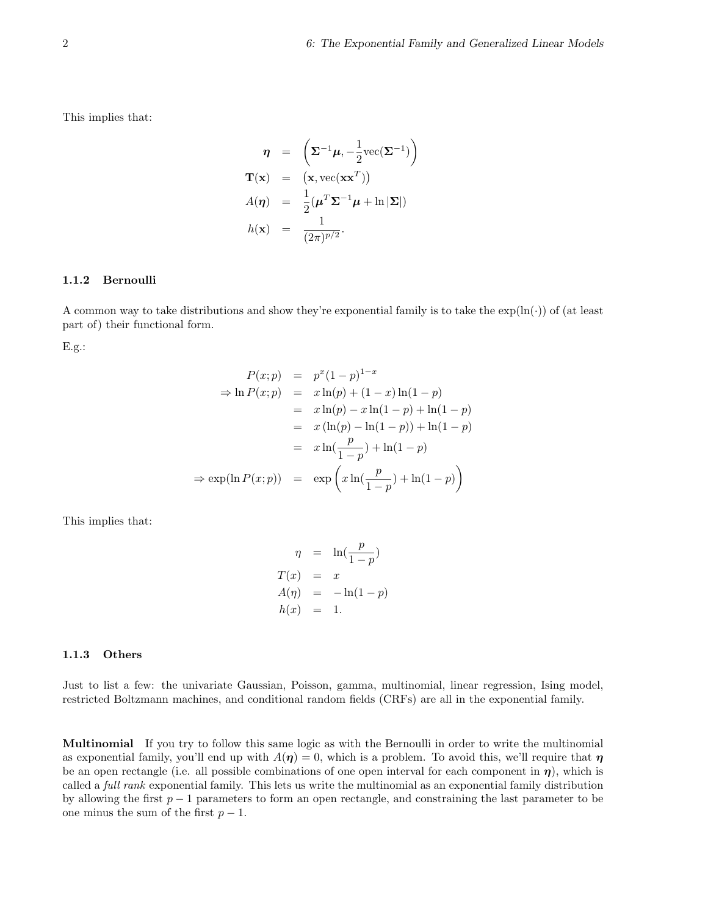This implies that:

$$
\begin{aligned}
\boldsymbol{\eta} &= \left(\boldsymbol{\Sigma}^{-1}\boldsymbol{\mu}, -\frac{1}{2}\text{vec}(\boldsymbol{\Sigma}^{-1})\right) \\
\mathbf{T}(\mathbf{x}) &= \left(\mathbf{x}, \text{vec}(\mathbf{x}\mathbf{x}^T)\right) \\
A(\boldsymbol{\eta}) &= \frac{1}{2}(\boldsymbol{\mu}^T\boldsymbol{\Sigma}^{-1}\boldsymbol{\mu} + \ln|\boldsymbol{\Sigma}|) \\
h(\mathbf{x}) &= \frac{1}{(2\pi)^{p/2}}.
\end{aligned}
$$

### 1.1.2 Bernoulli

A common way to take distributions and show they're exponential family is to take the $\exp(\ln(\cdot))$ of (at least part of) their functional form.

E.g.:

$$
\begin{aligned}
P(x;p) &= p^x(1-p)^{1-x} \\
\Rightarrow \ln P(x;p) &= x\ln(p) + (1-x)\ln(1-p) \\
&= x\ln(p) - x\ln(1-p) + \ln(1-p) \\
&= x\left(\ln(p) - \ln(1-p)\right) + \ln(1-p) \\
&= x\ln(\frac{p}{1-p}) + \ln(1-p) \\
\Rightarrow \exp(\ln P(x;p)) &= \exp\left(x\ln(\frac{p}{1-p}) + \ln(1-p)\right)
\end{aligned}
$$

This implies that:

$$
\begin{aligned}
\eta &= \ln(\frac{p}{1-p}) \\
T(x) &= x \\
A(\eta) &= -\ln(1-p) \\
h(x) &= 1.
\end{aligned}
$$

### 1.1.3 Others

Just to list a few: the univariate Gaussian, Poisson, gamma, multinomial, linear regression, Ising model, restricted Boltzmann machines, and conditional random fields (CRFs) are all in the exponential family.

**Multinomial** If you try to follow this same logic as with the Bernoulli in order to write the multinomial as exponential family, you'll end up with $A(\boldsymbol{\eta}) = 0$, which is a problem. To avoid this, we'll require that $\boldsymbol{\eta}$ be an open rectangle (i.e. all possible combinations of one open interval for each component in $\boldsymbol{\eta}$), which is called a *full rank* exponential family. This lets us write the multinomial as an exponential family distribution by allowing the first $p-1$ parameters to form an open rectangle, and constraining the last parameter to be one minus the sum of the first $p-1$.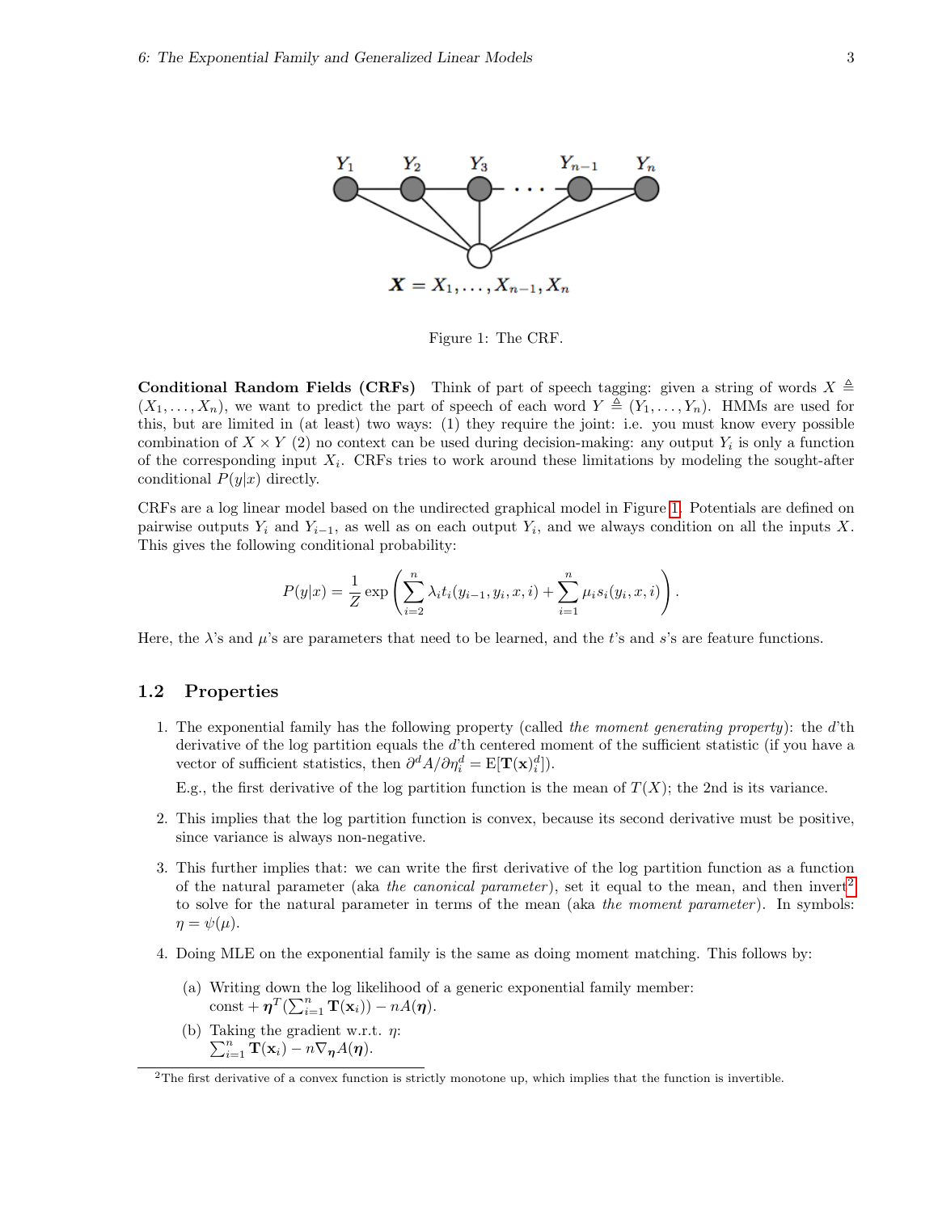Figure 1: The CRF.

**Conditional Random Fields (CRFs)** Think of part of speech tagging: given a string of words $X \triangleq (X_1, \ldots, X_n)$, we want to predict the part of speech of each word $Y \triangleq (Y_1, \ldots, Y_n)$. HMMs are used for this, but are limited in (at least) two ways: (1) they require the joint: i.e. you must know every possible combination of $X \times Y$ (2) no context can be used during decision-making: any output $Y_i$ is only a function of the corresponding input $X_i$. CRFs tries to work around these limitations by modeling the sought-after conditional $P(y|x)$ directly.

CRFs are a log linear model based on the undirected graphical model in Figure 1. Potentials are defined on pairwise outputs $Y_i$ and $Y_{i-1}$, as well as on each output $Y_i$, and we always condition on all the inputs $X$. This gives the following conditional probability:

$$P(y|x) = \frac{1}{Z} \exp\left( \sum_{i=2}^{n} \lambda_i t_i(y_{i-1}, y_i, x, i) + \sum_{i=1}^{n} \mu_i s_i(y_i, x, i) \right).$$

Here, the $\lambda$'s and $\mu$'s are parameters that need to be learned, and the $t$'s and $s$'s are feature functions.

## 1.2 Properties

1. The exponential family has the following property (called *the moment generating property*): the $d$'th derivative of the log partition equals the $d$'th centered moment of the sufficient statistic (if you have a vector of sufficient statistics, then $\partial^d A / \partial \eta_i^d = \mathrm{E}[\mathbf{T}(\mathbf{x})_i^d]$).

   E.g., the first derivative of the log partition function is the mean of $T(X)$; the 2nd is its variance.

2. This implies that the log partition function is convex, because its second derivative must be positive, since variance is always non-negative.

3. This further implies that: we can write the first derivative of the log partition function as a function of the natural parameter (aka *the canonical parameter*), set it equal to the mean, and then invert[2] to solve for the natural parameter in terms of the mean (aka *the moment parameter*). In symbols: $\eta = \psi(\mu)$.

4. Doing MLE on the exponential family is the same as doing moment matching. This follows by:

   (a) Writing down the log likelihood of a generic exponential family member:
   const $+ \boldsymbol{\eta}^T(\sum_{i=1}^n \mathbf{T}(\mathbf{x}_i)) - nA(\boldsymbol{\eta})$.

   (b) Taking the gradient w.r.t. $\eta$:
   $\sum_{i=1}^n \mathbf{T}(\mathbf{x}_i) - n\nabla_{\boldsymbol{\eta}} A(\boldsymbol{\eta})$.

[2] The first derivative of a convex function is strictly monotone up, which implies that the function is invertible.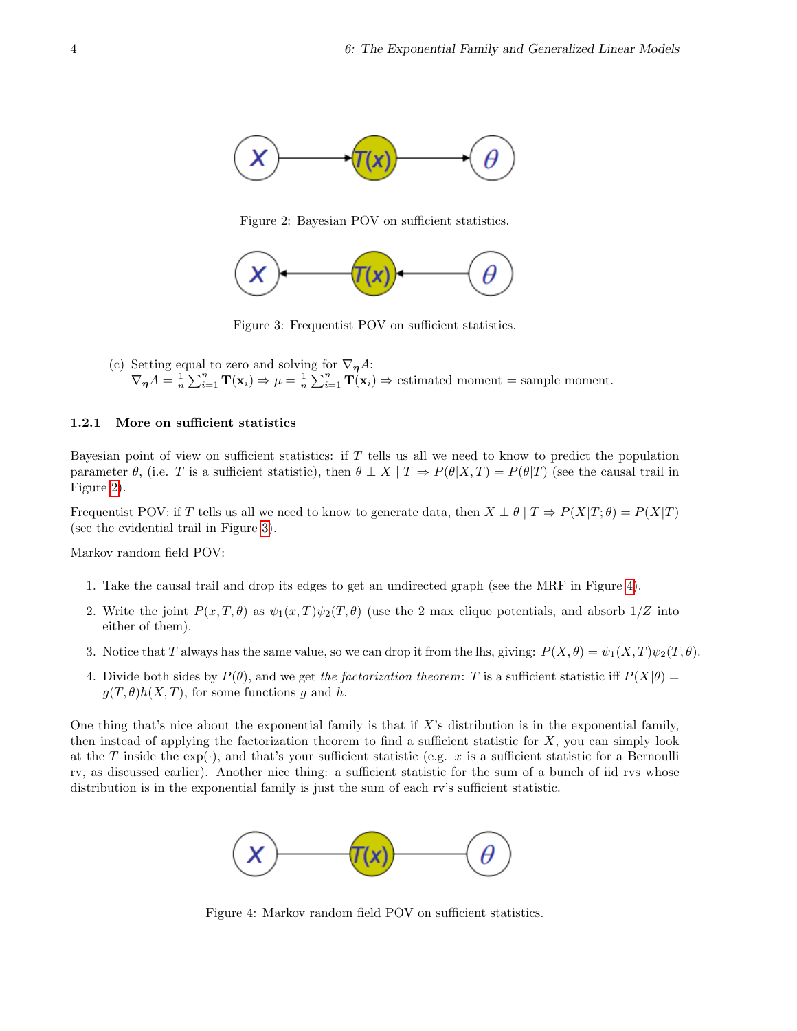Figure 2: Bayesian POV on sufficient statistics.

Figure 3: Frequentist POV on sufficient statistics.

(c) Setting equal to zero and solving for $\nabla_{\boldsymbol{\eta}} A$:
$\nabla_{\boldsymbol{\eta}} A = \frac{1}{n}\sum_{i=1}^{n} \mathbf{T}(\mathbf{x}_i) \Rightarrow \mu = \frac{1}{n}\sum_{i=1}^{n} \mathbf{T}(\mathbf{x}_i) \Rightarrow$ estimated moment = sample moment.

### 1.2.1 More on sufficient statistics

Bayesian point of view on sufficient statistics: if $T$ tells us all we need to know to predict the population parameter $\theta$, (i.e. $T$ is a sufficient statistic), then $\theta \perp X \mid T \Rightarrow P(\theta|X,T) = P(\theta|T)$ (see the causal trail in Figure 2).

Frequentist POV: if $T$ tells us all we need to know to generate data, then $X \perp \theta \mid T \Rightarrow P(X|T;\theta) = P(X|T)$ (see the evidential trail in Figure 3).

Markov random field POV:

1. Take the causal trail and drop its edges to get an undirected graph (see the MRF in Figure 4).
2. Write the joint $P(x,T,\theta)$ as $\psi_1(x,T)\psi_2(T,\theta)$ (use the 2 max clique potentials, and absorb $1/Z$ into either of them).
3. Notice that $T$ always has the same value, so we can drop it from the lhs, giving: $P(X,\theta) = \psi_1(X,T)\psi_2(T,\theta)$.
4. Divide both sides by $P(\theta)$, and we get *the factorization theorem*: $T$ is a sufficient statistic iff $P(X|\theta) = g(T,\theta)h(X,T)$, for some functions $g$ and $h$.

One thing that's nice about the exponential family is that if $X$'s distribution is in the exponential family, then instead of applying the factorization theorem to find a sufficient statistic for $X$, you can simply look at the $T$ inside the $\exp(\cdot)$, and that's your sufficient statistic (e.g. $x$ is a sufficient statistic for a Bernoulli rv, as discussed earlier). Another nice thing: a sufficient statistic for the sum of a bunch of iid rvs whose distribution is in the exponential family is just the sum of each rv's sufficient statistic.

Figure 4: Markov random field POV on sufficient statistics.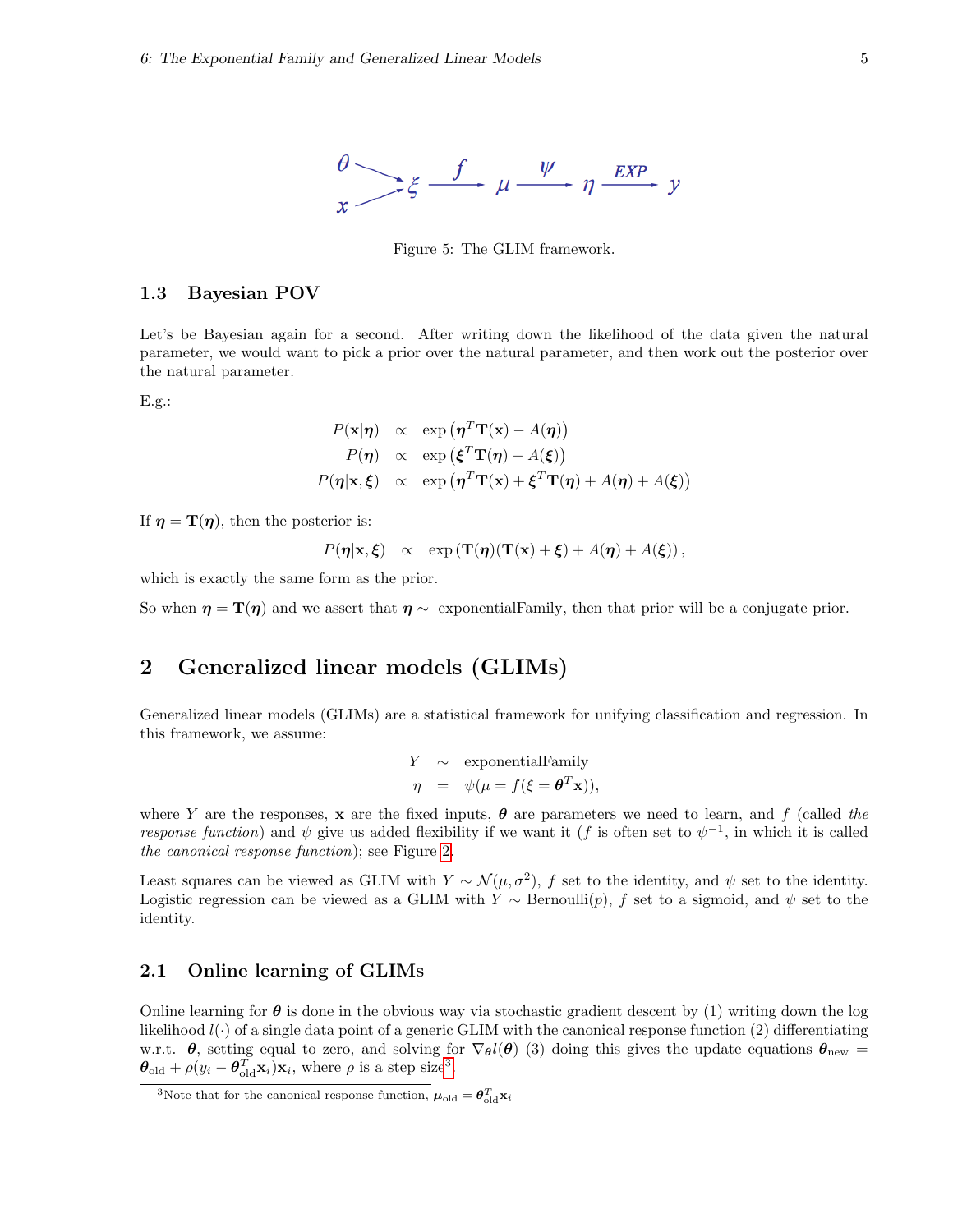Figure 5: The GLIM framework.

### 1.3 Bayesian POV

Let's be Bayesian again for a second. After writing down the likelihood of the data given the natural parameter, we would want to pick a prior over the natural parameter, and then work out the posterior over the natural parameter.

E.g.:

$$
\begin{aligned}
P(\mathbf{x}|\boldsymbol{\eta}) &\propto \exp\left(\boldsymbol{\eta}^T \mathbf{T}(\mathbf{x}) - A(\boldsymbol{\eta})\right) \\
P(\boldsymbol{\eta}) &\propto \exp\left(\boldsymbol{\xi}^T \mathbf{T}(\boldsymbol{\eta}) - A(\boldsymbol{\xi})\right) \\
P(\boldsymbol{\eta}|\mathbf{x}, \boldsymbol{\xi}) &\propto \exp\left(\boldsymbol{\eta}^T \mathbf{T}(\mathbf{x}) + \boldsymbol{\xi}^T \mathbf{T}(\boldsymbol{\eta}) + A(\boldsymbol{\eta}) + A(\boldsymbol{\xi})\right)
\end{aligned}
$$

If $\boldsymbol{\eta} = \mathbf{T}(\boldsymbol{\eta})$, then the posterior is:

$$
P(\boldsymbol{\eta}|\mathbf{x}, \boldsymbol{\xi}) \propto \exp\left(\mathbf{T}(\boldsymbol{\eta})(\mathbf{T}(\mathbf{x}) + \boldsymbol{\xi}) + A(\boldsymbol{\eta}) + A(\boldsymbol{\xi})\right),
$$

which is exactly the same form as the prior.

So when $\boldsymbol{\eta} = \mathbf{T}(\boldsymbol{\eta})$ and we assert that $\boldsymbol{\eta} \sim$ exponentialFamily, then that prior will be a conjugate prior.

## 2 Generalized linear models (GLIMs)

Generalized linear models (GLIMs) are a statistical framework for unifying classification and regression. In this framework, we assume:

$$
\begin{aligned}
Y &\sim \text{exponentialFamily} \\
\eta &= \psi(\mu = f(\xi = \boldsymbol{\theta}^T \mathbf{x})),
\end{aligned}
$$

where $Y$ are the responses, $\mathbf{x}$ are the fixed inputs, $\boldsymbol{\theta}$ are parameters we need to learn, and $f$ (called *the response function*) and $\psi$ give us added flexibility if we want it ($f$ is often set to $\psi^{-1}$, in which it is called *the canonical response function*); see Figure 2.

Least squares can be viewed as GLIM with $Y \sim \mathcal{N}(\mu, \sigma^2)$, $f$ set to the identity, and $\psi$ set to the identity. Logistic regression can be viewed as a GLIM with $Y \sim \text{Bernoulli}(p)$, $f$ set to a sigmoid, and $\psi$ set to the identity.

### 2.1 Online learning of GLIMs

Online learning for $\boldsymbol{\theta}$ is done in the obvious way via stochastic gradient descent by (1) writing down the log likelihood $l(\cdot)$ of a single data point of a generic GLIM with the canonical response function (2) differentiating w.r.t. $\boldsymbol{\theta}$, setting equal to zero, and solving for $\nabla_{\boldsymbol{\theta}} l(\boldsymbol{\theta})$ (3) doing this gives the update equations $\boldsymbol{\theta}_{\text{new}} = \boldsymbol{\theta}_{\text{old}} + \rho(y_i - \boldsymbol{\theta}_{\text{old}}^T \mathbf{x}_i)\mathbf{x}_i$, where $\rho$ is a step size[3].

[3] Note that for the canonical response function, $\boldsymbol{\mu}_{\text{old}} = \boldsymbol{\theta}_{\text{old}}^T \mathbf{x}_i$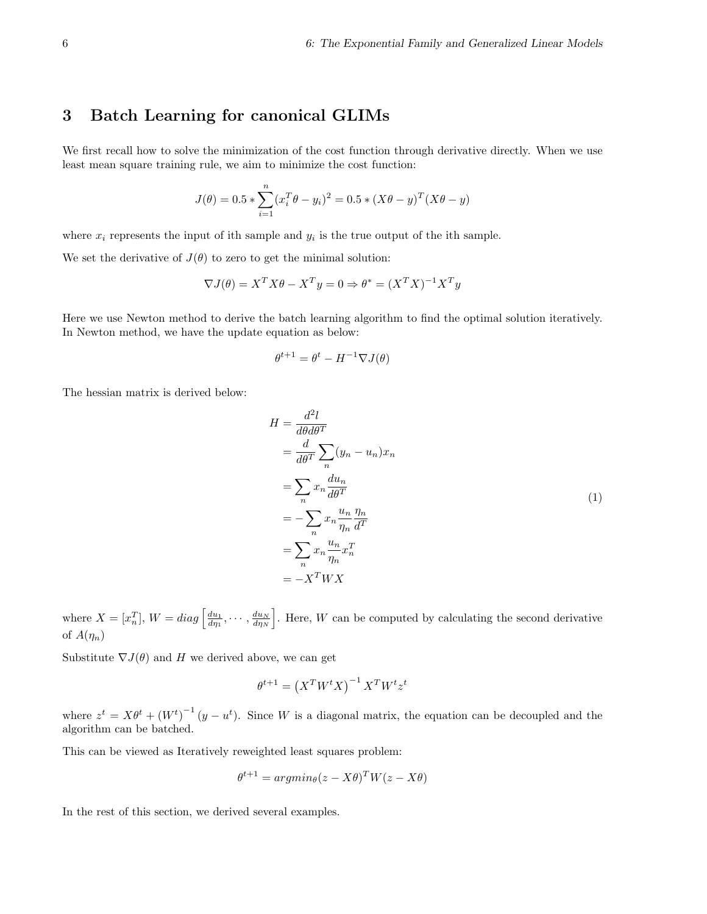## 3 Batch Learning for canonical GLIMs

We first recall how to solve the minimization of the cost function through derivative directly. When we use least mean square training rule, we aim to minimize the cost function:

$$J(\theta) = 0.5 * \sum_{i=1}^{n} (x_i^T \theta - y_i)^2 = 0.5 * (X\theta - y)^T (X\theta - y)$$

where $x_i$ represents the input of ith sample and $y_i$ is the true output of the ith sample.

We set the derivative of $J(\theta)$ to zero to get the minimal solution:

$$\nabla J(\theta) = X^T X\theta - X^T y = 0 \Rightarrow \theta^* = (X^T X)^{-1} X^T y$$

Here we use Newton method to derive the batch learning algorithm to find the optimal solution iteratively. In Newton method, we have the update equation as below:

$$\theta^{t+1} = \theta^t - H^{-1} \nabla J(\theta)$$

The hessian matrix is derived below:

$$\begin{aligned}
H &= \frac{d^2 l}{d\theta d\theta^T} \\
&= \frac{d}{d\theta^T} \sum_n (y_n - u_n) x_n \\
&= \sum_n x_n \frac{du_n}{d\theta^T} \\
&= -\sum_n x_n \frac{u_n}{\eta_n} \frac{\eta_n}{d^T} \\
&= \sum_n x_n \frac{u_n}{\eta_n} x_n^T \\
&= -X^T W X
\end{aligned} \tag{1}$$

where $X = [x_n^T]$, $W = diag\left[\frac{du_1}{d\eta_1}, \cdots, \frac{du_N}{d\eta_N}\right]$. Here, $W$ can be computed by calculating the second derivative of $A(\eta_n)$

Substitute $\nabla J(\theta)$ and $H$ we derived above, we can get

$$\theta^{t+1} = \left(X^T W^t X\right)^{-1} X^T W^t z^t$$

where $z^t = X\theta^t + \left(W^t\right)^{-1}(y - u^t)$. Since $W$ is a diagonal matrix, the equation can be decoupled and the algorithm can be batched.

This can be viewed as Iteratively reweighted least squares problem:

$$\theta^{t+1} = argmin_\theta (z - X\theta)^T W (z - X\theta)$$

In the rest of this section, we derived several examples.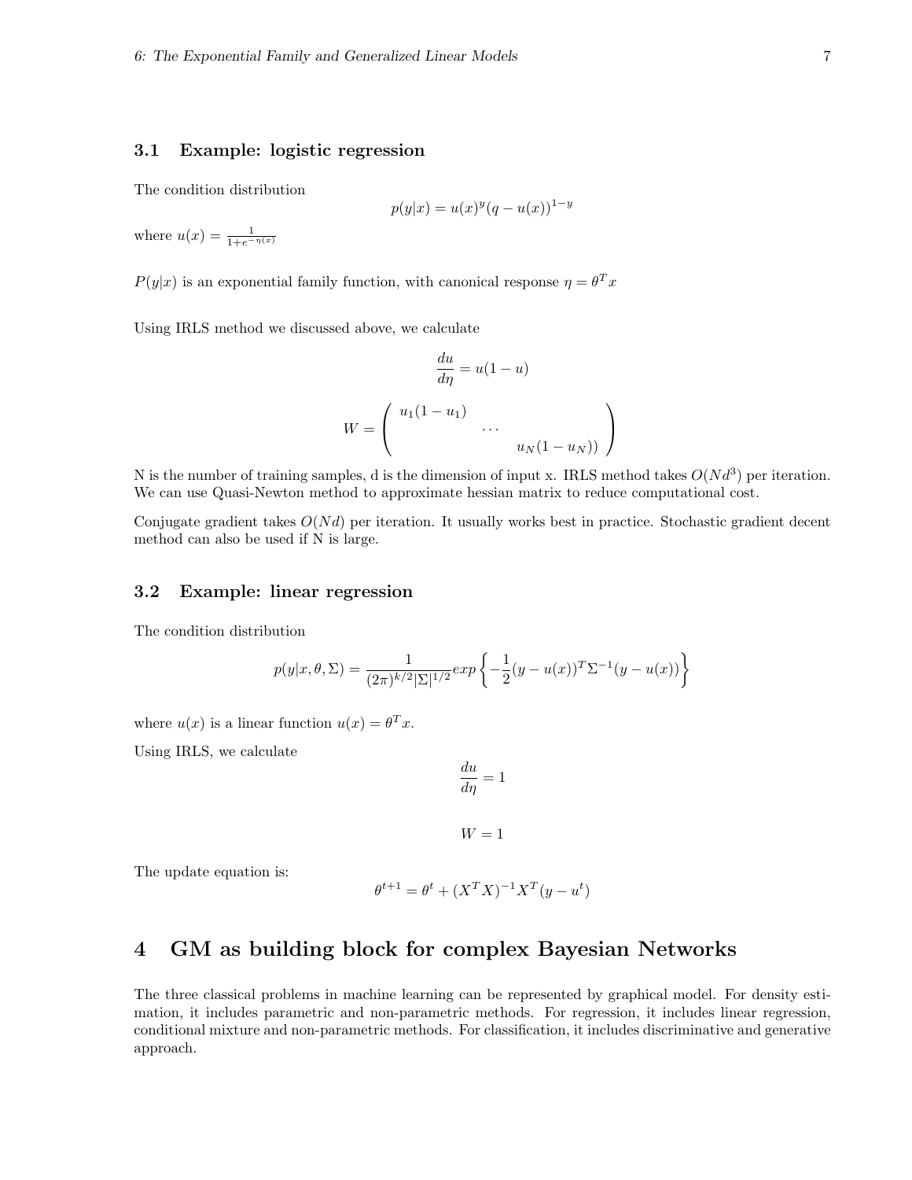### 3.1 Example: logistic regression

The condition distribution

$$p(y|x) = u(x)^y (q - u(x))^{1-y}$$

where $u(x) = \frac{1}{1+e^{-\eta(x)}}$

$P(y|x)$ is an exponential family function, with canonical response $\eta = \theta^T x$

Using IRLS method we discussed above, we calculate

$$\frac{du}{d\eta} = u(1-u)$$

$$W = \begin{pmatrix} u_1(1-u_1) & & \\ & \cdots & \\ & & u_N(1-u_N)) \end{pmatrix}$$

N is the number of training samples, d is the dimension of input x. IRLS method takes $O(Nd^3)$ per iteration. We can use Quasi-Newton method to approximate hessian matrix to reduce computational cost.

Conjugate gradient takes $O(Nd)$ per iteration. It usually works best in practice. Stochastic gradient decent method can also be used if N is large.

### 3.2 Example: linear regression

The condition distribution

$$p(y|x, \theta, \Sigma) = \frac{1}{(2\pi)^{k/2}|\Sigma|^{1/2}} exp\left\{-\frac{1}{2}(y - u(x))^T \Sigma^{-1}(y - u(x))\right\}$$

where $u(x)$ is a linear function $u(x) = \theta^T x$.

Using IRLS, we calculate

$$\frac{du}{d\eta} = 1$$

$$W = 1$$

The update equation is:

$$\theta^{t+1} = \theta^t + (X^T X)^{-1} X^T (y - u^t)$$

## 4 GM as building block for complex Bayesian Networks

The three classical problems in machine learning can be represented by graphical model. For density estimation, it includes parametric and non-parametric methods. For regression, it includes linear regression, conditional mixture and non-parametric methods. For classification, it includes discriminative and generative approach.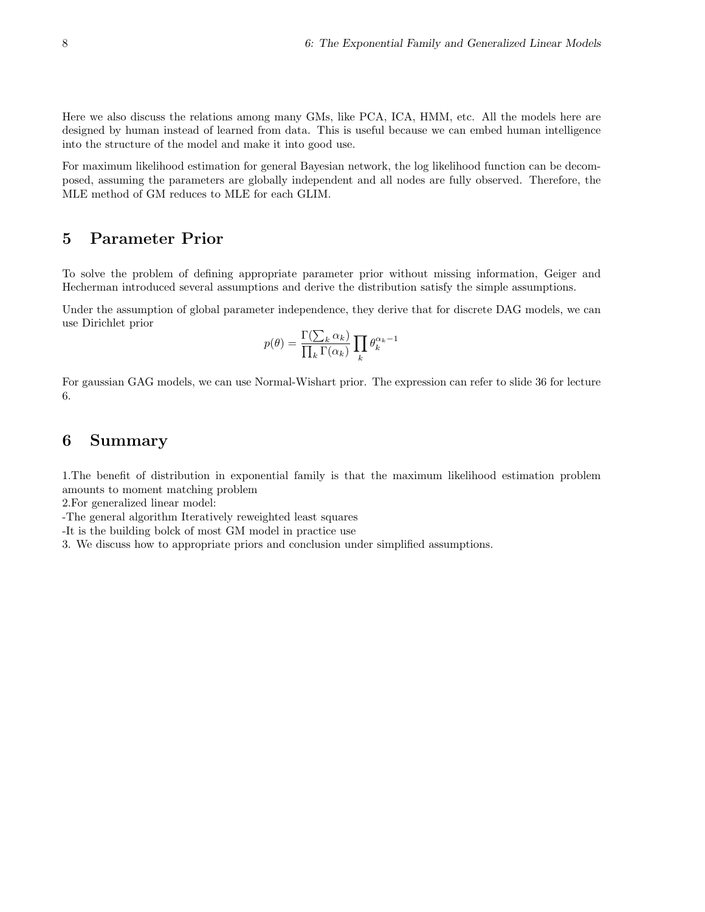Here we also discuss the relations among many GMs, like PCA, ICA, HMM, etc. All the models here are designed by human instead of learned from data. This is useful because we can embed human intelligence into the structure of the model and make it into good use.

For maximum likelihood estimation for general Bayesian network, the log likelihood function can be decomposed, assuming the parameters are globally independent and all nodes are fully observed. Therefore, the MLE method of GM reduces to MLE for each GLIM.

## 5 Parameter Prior

To solve the problem of defining appropriate parameter prior without missing information, Geiger and Hecherman introduced several assumptions and derive the distribution satisfy the simple assumptions.

Under the assumption of global parameter independence, they derive that for discrete DAG models, we can use Dirichlet prior

$$p(\theta) = \frac{\Gamma(\sum_k \alpha_k)}{\prod_k \Gamma(\alpha_k)} \prod_k \theta_k^{\alpha_k - 1}$$

For gaussian GAG models, we can use Normal-Wishart prior. The expression can refer to slide 36 for lecture 6.

## 6 Summary

1.The benefit of distribution in exponential family is that the maximum likelihood estimation problem amounts to moment matching problem
2.For generalized linear model:
-The general algorithm Iteratively reweighted least squares
-It is the building bolck of most GM model in practice use
3. We discuss how to appropriate priors and conclusion under simplified assumptions.